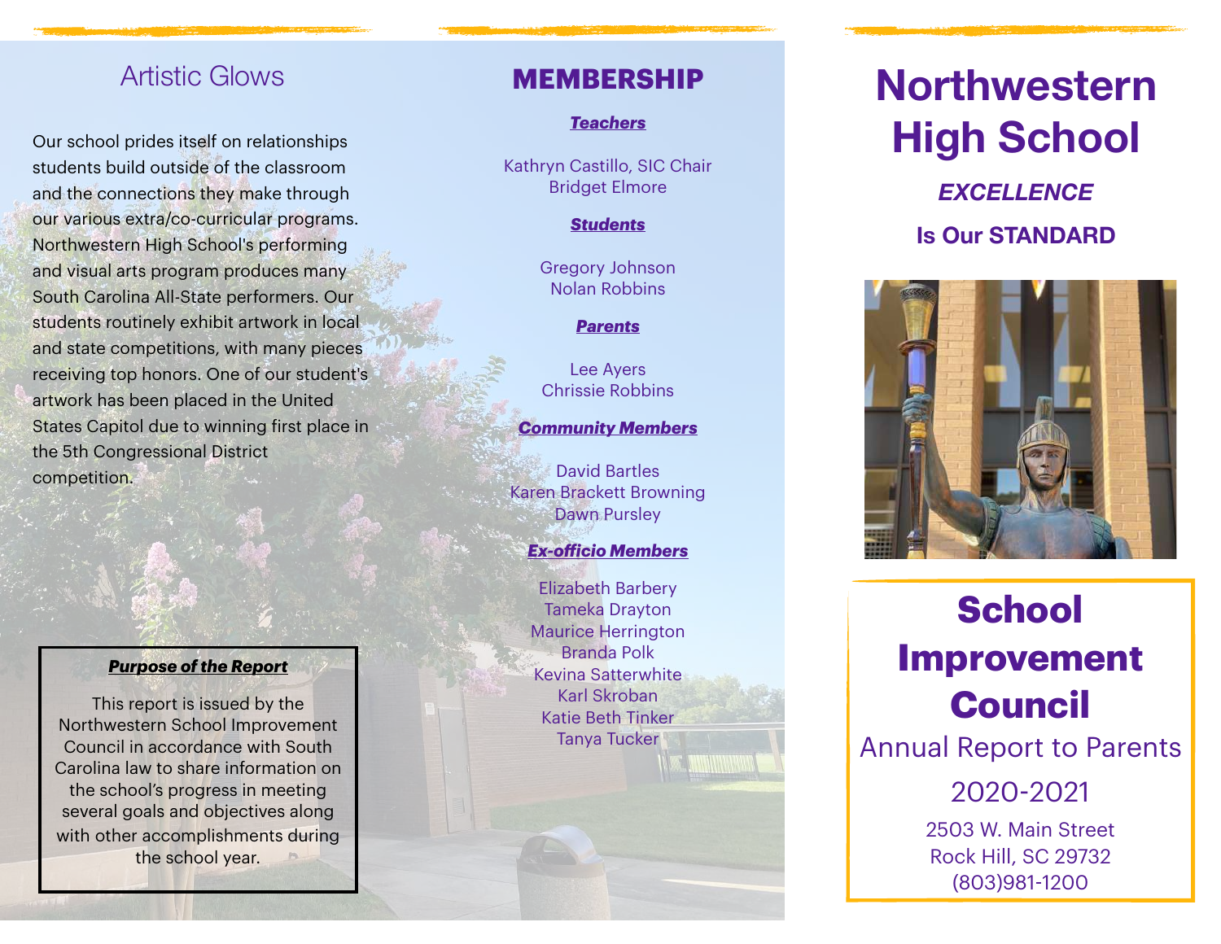## Artistic Glows

Our school prides itself on relationships students build outside of the classroom and the connections they make through our various extra/co-curricular programs. Northwestern High School's performing and visual arts program produces many South Carolina All-State performers. Our students routinely exhibit artwork in local and state competitions, with many pieces receiving top honors. One of our student's artwork has been placed in the United States Capitol due to winning first place in the 5th Congressional District competition.

**_Purpose of the Report_**

This report is issued by the Northwestern School Improvement Council in accordance with South Carolina law to share information on the school's progress in meeting several goals and objectives along with other accomplishments during the school year.

## MEMBERSHIP

**_Teachers_**

Kathryn Castillo, SIC Chair
Bridget Elmore

**_Students_**

Gregory Johnson
Nolan Robbins

**_Parents_**

Lee Ayers
Chrissie Robbins

**_Community Members_**

David Bartles
Karen Brackett Browning
Dawn Pursley

**_Ex-officio Members_**

Elizabeth Barbery
Tameka Drayton
Maurice Herrington
Branda Polk
Kevina Satterwhite
Karl Skroban
Katie Beth Tinker
Tanya Tucker

# Northwestern High School

***EXCELLENCE***

**Is Our STANDARD**

# School Improvement Council

Annual Report to Parents

2020-2021

2503 W. Main Street
Rock Hill, SC 29732
(803)981-1200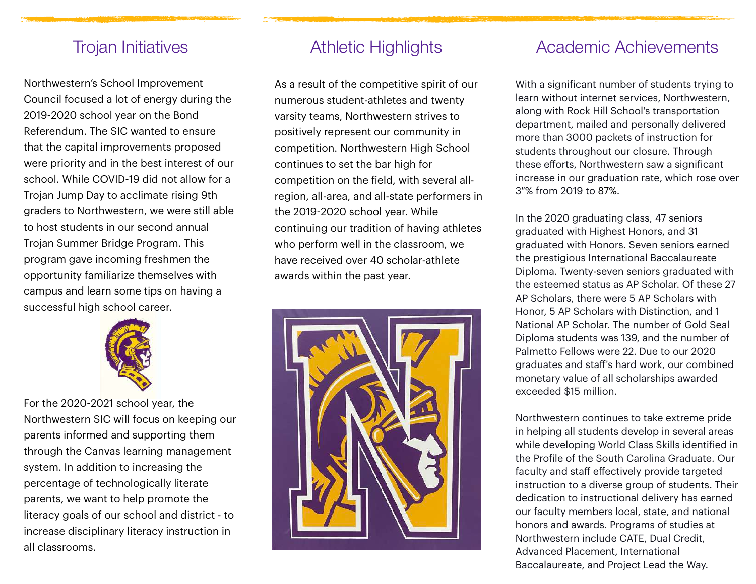## Trojan Initiatives

Northwestern's School Improvement Council focused a lot of energy during the 2019-2020 school year on the Bond Referendum. The SIC wanted to ensure that the capital improvements proposed were priority and in the best interest of our school. While COVID-19 did not allow for a Trojan Jump Day to acclimate rising 9th graders to Northwestern, we were still able to host students in our second annual Trojan Summer Bridge Program. This program gave incoming freshmen the opportunity familiarize themselves with campus and learn some tips on having a successful high school career.

For the 2020-2021 school year, the Northwestern SIC will focus on keeping our parents informed and supporting them through the Canvas learning management system. In addition to increasing the percentage of technologically literate parents, we want to help promote the literacy goals of our school and district - to increase disciplinary literacy instruction in all classrooms.

## Athletic Highlights

As a result of the competitive spirit of our numerous student-athletes and twenty varsity teams, Northwestern strives to positively represent our community in competition. Northwestern High School continues to set the bar high for competition on the field, with several all-region, all-area, and all-state performers in the 2019-2020 school year. While continuing our tradition of having athletes who perform well in the classroom, we have received over 40 scholar-athlete awards within the past year.

## Academic Achievements

With a significant number of students trying to learn without internet services, Northwestern, along with Rock Hill School's transportation department, mailed and personally delivered more than 3000 packets of instruction for students throughout our closure. Through these efforts, Northwestern saw a significant increase in our graduation rate, which rose over 3"% from 2019 to 87%.

In the 2020 graduating class, 47 seniors graduated with Highest Honors, and 31 graduated with Honors. Seven seniors earned the prestigious International Baccalaureate Diploma. Twenty-seven seniors graduated with the esteemed status as AP Scholar. Of these 27 AP Scholars, there were 5 AP Scholars with Honor, 5 AP Scholars with Distinction, and 1 National AP Scholar. The number of Gold Seal Diploma students was 139, and the number of Palmetto Fellows were 22. Due to our 2020 graduates and staff's hard work, our combined monetary value of all scholarships awarded exceeded $15 million.

Northwestern continues to take extreme pride in helping all students develop in several areas while developing World Class Skills identified in the Profile of the South Carolina Graduate. Our faculty and staff effectively provide targeted instruction to a diverse group of students. Their dedication to instructional delivery has earned our faculty members local, state, and national honors and awards. Programs of studies at Northwestern include CATE, Dual Credit, Advanced Placement, International Baccalaureate, and Project Lead the Way.